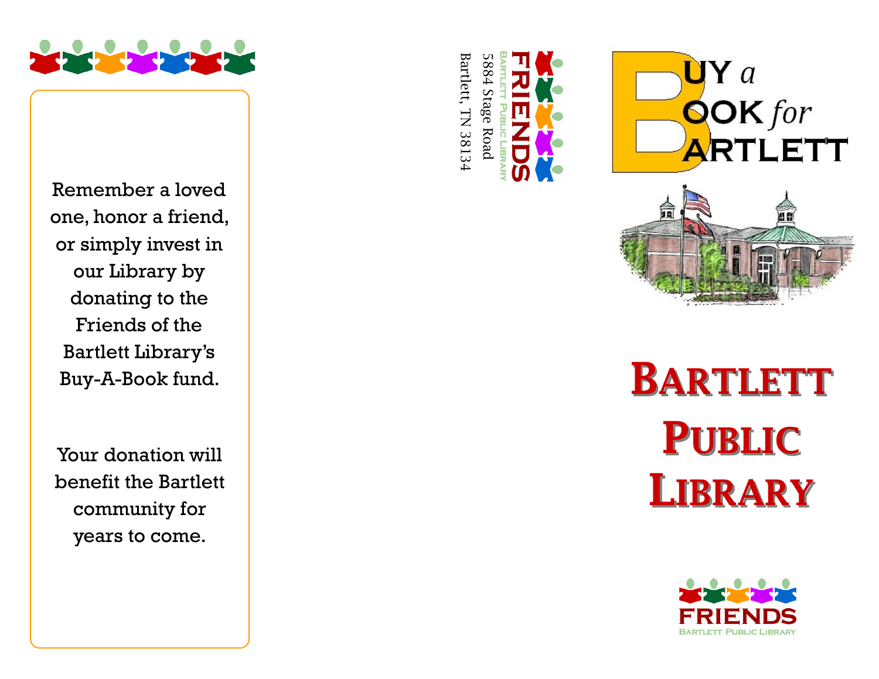Remember a loved one, honor a friend, or simply invest in our Library by donating to the Friends of the Bartlett Library's Buy-A-Book fund.

Your donation will benefit the Bartlett community for years to come.

FRIENDS
BARTLETT PUBLIC LIBRARY
5884 Stage Road
Bartlett, TN 38134

# BUY a BOOK for BARTLETT

# BARTLETT PUBLIC LIBRARY

FRIENDS
BARTLETT PUBLIC LIBRARY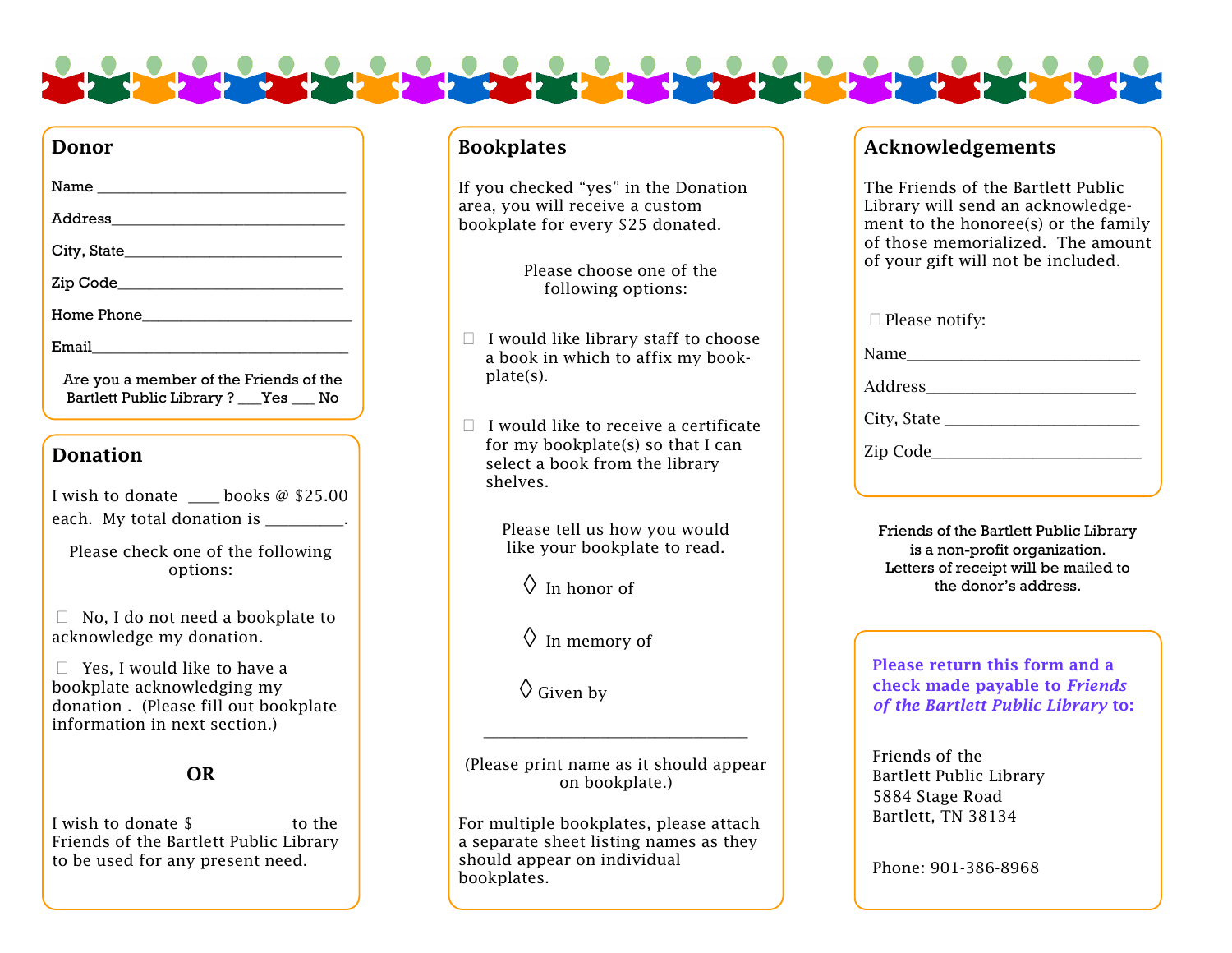## Donor

Name ______________________________

Address______________________________

City, State___________________________

Zip Code_____________________________

Home Phone___________________________

Email________________________________

Are you a member of the Friends of the Bartlett Public Library ? ___Yes ___ No

## Donation

I wish to donate ____ books @ $25.00 each. My total donation is _________.

Please check one of the following options:

☐ No, I do not need a bookplate to acknowledge my donation.

☐ Yes, I would like to have a bookplate acknowledging my donation . (Please fill out bookplate information in next section.)

**OR**

I wish to donate $___________ to the Friends of the Bartlett Public Library to be used for any present need.

## Bookplates

If you checked "yes" in the Donation area, you will receive a custom bookplate for every $25 donated.

Please choose one of the following options:

☐ I would like library staff to choose a book in which to affix my book-plate(s).

☐ I would like to receive a certificate for my bookplate(s) so that I can select a book from the library shelves.

Please tell us how you would like your bookplate to read.

◊ In honor of

◊ In memory of

◊ Given by

________________________________

(Please print name as it should appear on bookplate.)

For multiple bookplates, please attach a separate sheet listing names as they should appear on individual bookplates.

## Acknowledgements

The Friends of the Bartlett Public Library will send an acknowledge-ment to the honoree(s) or the family of those memorialized. The amount of your gift will not be included.

☐ Please notify:

Name___________________________

Address_________________________

City, State _______________________

Zip Code_________________________

Friends of the Bartlett Public Library is a non-profit organization. Letters of receipt will be mailed to the donor's address.

**Please return this form and a check made payable to *Friends of the Bartlett Public Library* to:**

Friends of the
Bartlett Public Library
5884 Stage Road
Bartlett, TN 38134

Phone: 901-386-8968